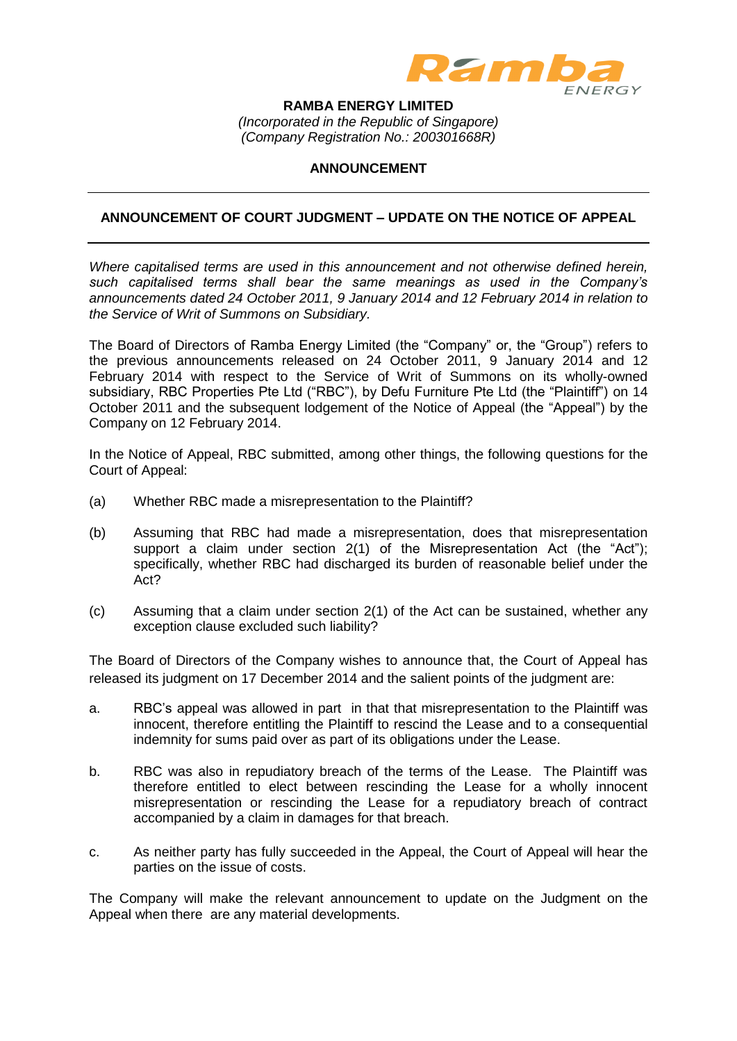**RAMBA ENERGY LIMITED**

*(Incorporated in the Republic of Singapore)*

*(Company Registration No.: 200301668R)*

**ANNOUNCEMENT**

---

**ANNOUNCEMENT OF COURT JUDGMENT – UPDATE ON THE NOTICE OF APPEAL**

---

*Where capitalised terms are used in this announcement and not otherwise defined herein, such capitalised terms shall bear the same meanings as used in the Company's announcements dated 24 October 2011, 9 January 2014 and 12 February 2014 in relation to the Service of Writ of Summons on Subsidiary.*

The Board of Directors of Ramba Energy Limited (the "Company" or, the "Group") refers to the previous announcements released on 24 October 2011, 9 January 2014 and 12 February 2014 with respect to the Service of Writ of Summons on its wholly-owned subsidiary, RBC Properties Pte Ltd ("RBC"), by Defu Furniture Pte Ltd (the "Plaintiff") on 14 October 2011 and the subsequent lodgement of the Notice of Appeal (the "Appeal") by the Company on 12 February 2014.

In the Notice of Appeal, RBC submitted, among other things, the following questions for the Court of Appeal:

(a) Whether RBC made a misrepresentation to the Plaintiff?

(b) Assuming that RBC had made a misrepresentation, does that misrepresentation support a claim under section 2(1) of the Misrepresentation Act (the "Act"); specifically, whether RBC had discharged its burden of reasonable belief under the Act?

(c) Assuming that a claim under section 2(1) of the Act can be sustained, whether any exception clause excluded such liability?

The Board of Directors of the Company wishes to announce that, the Court of Appeal has released its judgment on 17 December 2014 and the salient points of the judgment are:

a. RBC's appeal was allowed in part in that that misrepresentation to the Plaintiff was innocent, therefore entitling the Plaintiff to rescind the Lease and to a consequential indemnity for sums paid over as part of its obligations under the Lease.

b. RBC was also in repudiatory breach of the terms of the Lease. The Plaintiff was therefore entitled to elect between rescinding the Lease for a wholly innocent misrepresentation or rescinding the Lease for a repudiatory breach of contract accompanied by a claim in damages for that breach.

c. As neither party has fully succeeded in the Appeal, the Court of Appeal will hear the parties on the issue of costs.

The Company will make the relevant announcement to update on the Judgment on the Appeal when there are any material developments.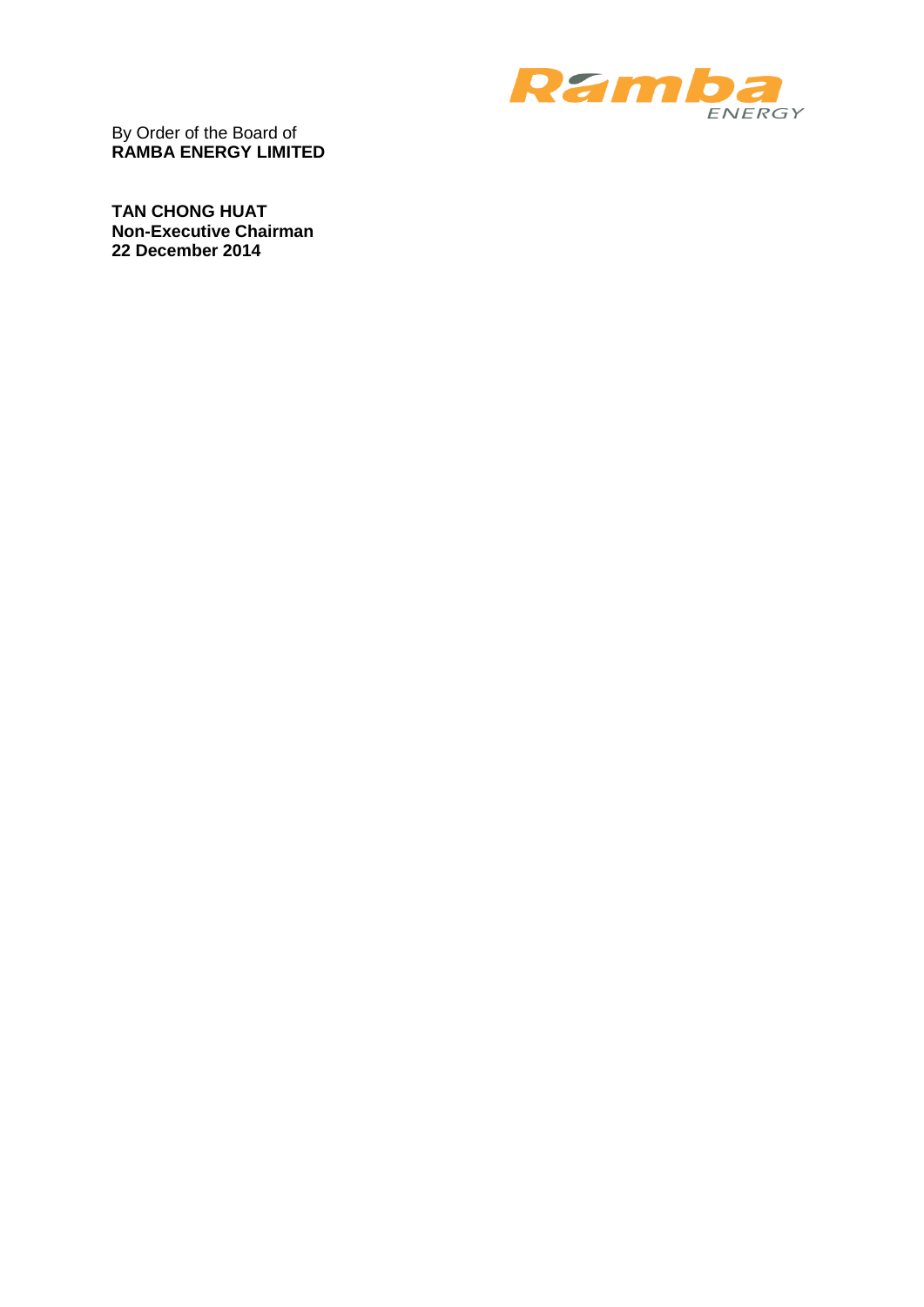By Order of the Board of
**RAMBA ENERGY LIMITED**

**TAN CHONG HUAT**
**Non-Executive Chairman**
**22 December 2014**